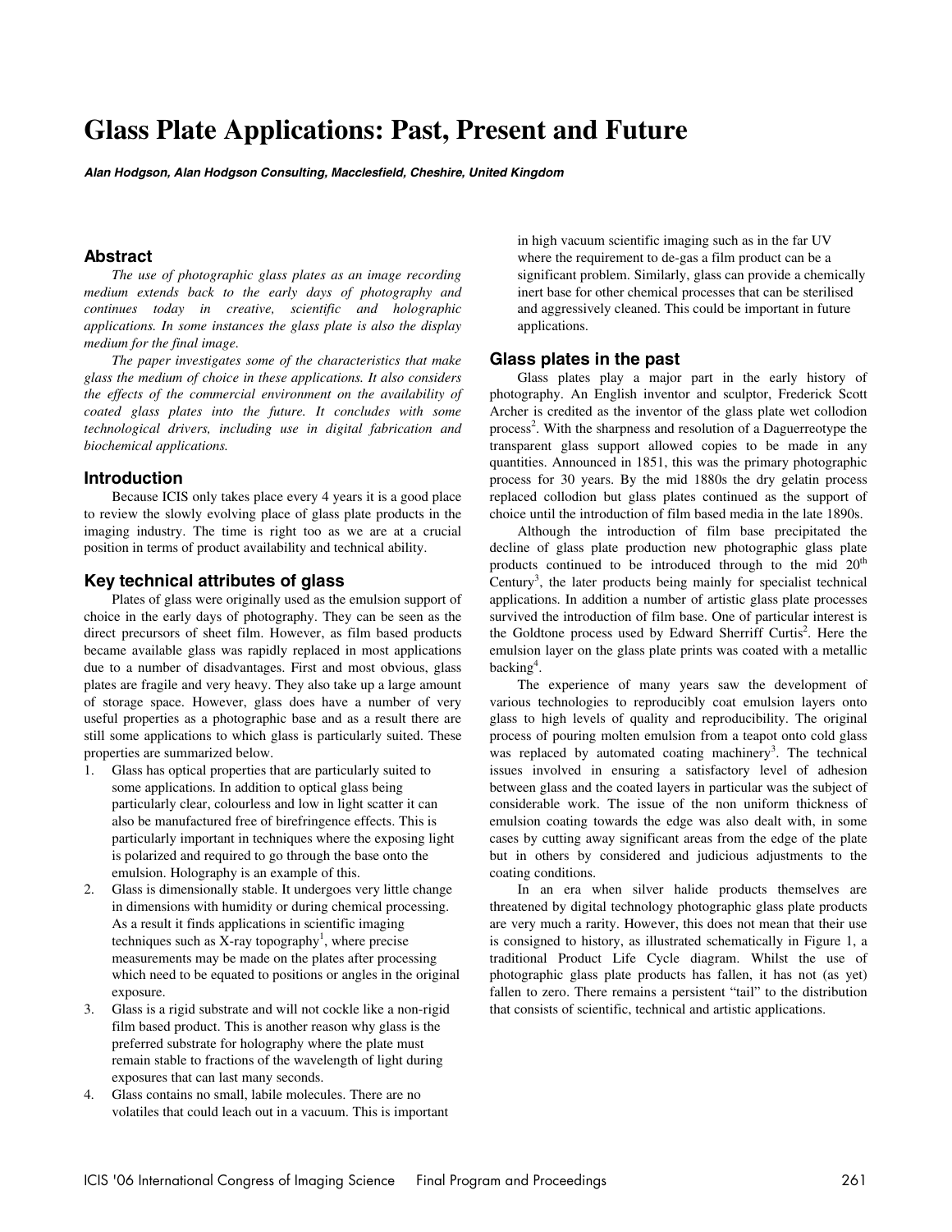# Glass Plate Applications: Past, Present and Future

***Alan Hodgson, Alan Hodgson Consulting, Macclesfield, Cheshire, United Kingdom***

## Abstract

*The use of photographic glass plates as an image recording medium extends back to the early days of photography and continues today in creative, scientific and holographic applications. In some instances the glass plate is also the display medium for the final image.*

*The paper investigates some of the characteristics that make glass the medium of choice in these applications. It also considers the effects of the commercial environment on the availability of coated glass plates into the future. It concludes with some technological drivers, including use in digital fabrication and biochemical applications.*

## Introduction

Because ICIS only takes place every 4 years it is a good place to review the slowly evolving place of glass plate products in the imaging industry. The time is right too as we are at a crucial position in terms of product availability and technical ability.

## Key technical attributes of glass

Plates of glass were originally used as the emulsion support of choice in the early days of photography. They can be seen as the direct precursors of sheet film. However, as film based products became available glass was rapidly replaced in most applications due to a number of disadvantages. First and most obvious, glass plates are fragile and very heavy. They also take up a large amount of storage space. However, glass does have a number of very useful properties as a photographic base and as a result there are still some applications to which glass is particularly suited. These properties are summarized below.

1. Glass has optical properties that are particularly suited to some applications. In addition to optical glass being particularly clear, colourless and low in light scatter it can also be manufactured free of birefringence effects. This is particularly important in techniques where the exposing light is polarized and required to go through the base onto the emulsion. Holography is an example of this.
2. Glass is dimensionally stable. It undergoes very little change in dimensions with humidity or during chemical processing. As a result it finds applications in scientific imaging techniques such as X-ray topography[1], where precise measurements may be made on the plates after processing which need to be equated to positions or angles in the original exposure.
3. Glass is a rigid substrate and will not cockle like a non-rigid film based product. This is another reason why glass is the preferred substrate for holography where the plate must remain stable to fractions of the wavelength of light during exposures that can last many seconds.
4. Glass contains no small, labile molecules. There are no volatiles that could leach out in a vacuum. This is important in high vacuum scientific imaging such as in the far UV where the requirement to de-gas a film product can be a significant problem. Similarly, glass can provide a chemically inert base for other chemical processes that can be sterilised and aggressively cleaned. This could be important in future applications.

## Glass plates in the past

Glass plates play a major part in the early history of photography. An English inventor and sculptor, Frederick Scott Archer is credited as the inventor of the glass plate wet collodion process[2]. With the sharpness and resolution of a Daguerreotype the transparent glass support allowed copies to be made in any quantities. Announced in 1851, this was the primary photographic process for 30 years. By the mid 1880s the dry gelatin process replaced collodion but glass plates continued as the support of choice until the introduction of film based media in the late 1890s.

Although the introduction of film base precipitated the decline of glass plate production new photographic glass plate products continued to be introduced through to the mid 20th Century[3], the later products being mainly for specialist technical applications. In addition a number of artistic glass plate processes survived the introduction of film base. One of particular interest is the Goldtone process used by Edward Sherriff Curtis[2]. Here the emulsion layer on the glass plate prints was coated with a metallic backing[4].

The experience of many years saw the development of various technologies to reproducibly coat emulsion layers onto glass to high levels of quality and reproducibility. The original process of pouring molten emulsion from a teapot onto cold glass was replaced by automated coating machinery[3]. The technical issues involved in ensuring a satisfactory level of adhesion between glass and the coated layers in particular was the subject of considerable work. The issue of the non uniform thickness of emulsion coating towards the edge was also dealt with, in some cases by cutting away significant areas from the edge of the plate but in others by considered and judicious adjustments to the coating conditions.

In an era when silver halide products themselves are threatened by digital technology photographic glass plate products are very much a rarity. However, this does not mean that their use is consigned to history, as illustrated schematically in Figure 1, a traditional Product Life Cycle diagram. Whilst the use of photographic glass plate products has fallen, it has not (as yet) fallen to zero. There remains a persistent "tail" to the distribution that consists of scientific, technical and artistic applications.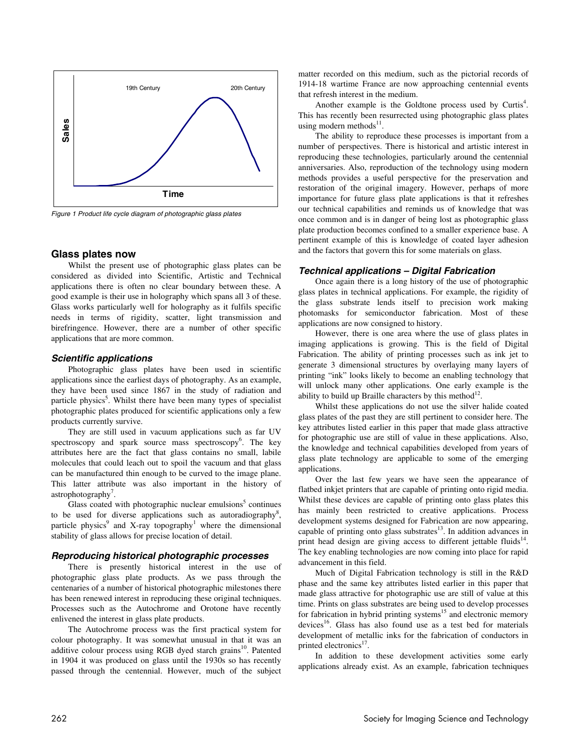Figure 1 Product life cycle diagram of photographic glass plates

## Glass plates now

Whilst the present use of photographic glass plates can be considered as divided into Scientific, Artistic and Technical applications there is often no clear boundary between these. A good example is their use in holography which spans all 3 of these. Glass works particularly well for holography as it fulfils specific needs in terms of rigidity, scatter, light transmission and birefringence. However, there are a number of other specific applications that are more common.

### Scientific applications

Photographic glass plates have been used in scientific applications since the earliest days of photography. As an example, they have been used since 1867 in the study of radiation and particle physics[5]. Whilst there have been many types of specialist photographic plates produced for scientific applications only a few products currently survive.

They are still used in vacuum applications such as far UV spectroscopy and spark source mass spectroscopy[6]. The key attributes here are the fact that glass contains no small, labile molecules that could leach out to spoil the vacuum and that glass can be manufactured thin enough to be curved to the image plane. This latter attribute was also important in the history of astrophotography[7].

Glass coated with photographic nuclear emulsions[5] continues to be used for diverse applications such as autoradiography[8], particle physics[9] and X-ray topography[1] where the dimensional stability of glass allows for precise location of detail.

### Reproducing historical photographic processes

There is presently historical interest in the use of photographic glass plate products. As we pass through the centenaries of a number of historical photographic milestones there has been renewed interest in reproducing these original techniques. Processes such as the Autochrome and Orotone have recently enlivened the interest in glass plate products.

The Autochrome process was the first practical system for colour photography. It was somewhat unusual in that it was an additive colour process using RGB dyed starch grains[10]. Patented in 1904 it was produced on glass until the 1930s so has recently passed through the centennial. However, much of the subject matter recorded on this medium, such as the pictorial records of 1914-18 wartime France are now approaching centennial events that refresh interest in the medium.

Another example is the Goldtone process used by Curtis[4]. This has recently been resurrected using photographic glass plates using modern methods[11].

The ability to reproduce these processes is important from a number of perspectives. There is historical and artistic interest in reproducing these technologies, particularly around the centennial anniversaries. Also, reproduction of the technology using modern methods provides a useful perspective for the preservation and restoration of the original imagery. However, perhaps of more importance for future glass plate applications is that it refreshes our technical capabilities and reminds us of knowledge that was once common and is in danger of being lost as photographic glass plate production becomes confined to a smaller experience base. A pertinent example of this is knowledge of coated layer adhesion and the factors that govern this for some materials on glass.

### Technical applications – Digital Fabrication

Once again there is a long history of the use of photographic glass plates in technical applications. For example, the rigidity of the glass substrate lends itself to precision work making photomasks for semiconductor fabrication. Most of these applications are now consigned to history.

However, there is one area where the use of glass plates in imaging applications is growing. This is the field of Digital Fabrication. The ability of printing processes such as ink jet to generate 3 dimensional structures by overlaying many layers of printing "ink" looks likely to become an enabling technology that will unlock many other applications. One early example is the ability to build up Braille characters by this method[12].

Whilst these applications do not use the silver halide coated glass plates of the past they are still pertinent to consider here. The key attributes listed earlier in this paper that made glass attractive for photographic use are still of value in these applications. Also, the knowledge and technical capabilities developed from years of glass plate technology are applicable to some of the emerging applications.

Over the last few years we have seen the appearance of flatbed inkjet printers that are capable of printing onto rigid media. Whilst these devices are capable of printing onto glass plates this has mainly been restricted to creative applications. Process development systems designed for Fabrication are now appearing, capable of printing onto glass substrates[13]. In addition advances in print head design are giving access to different jettable fluids[14]. The key enabling technologies are now coming into place for rapid advancement in this field.

Much of Digital Fabrication technology is still in the R&D phase and the same key attributes listed earlier in this paper that made glass attractive for photographic use are still of value at this time. Prints on glass substrates are being used to develop processes for fabrication in hybrid printing systems[15] and electronic memory devices[16]. Glass has also found use as a test bed for materials development of metallic inks for the fabrication of conductors in printed electronics[17].

In addition to these development activities some early applications already exist. As an example, fabrication techniques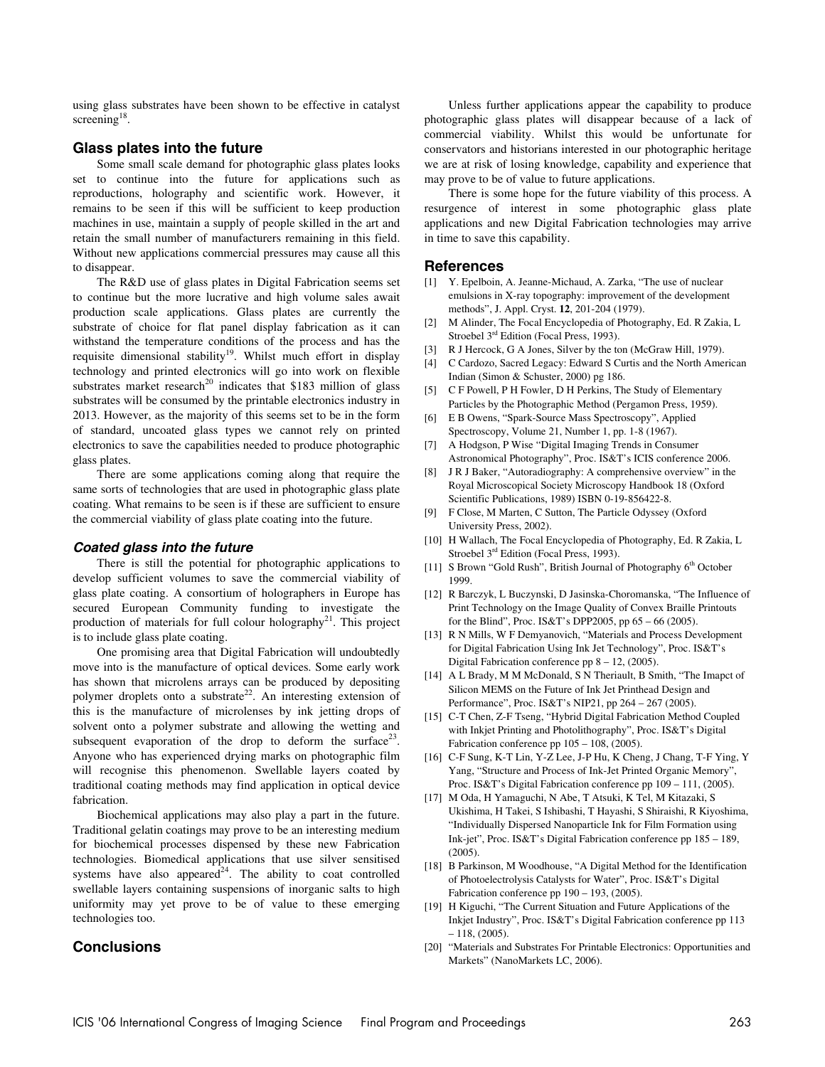using glass substrates have been shown to be effective in catalyst screening[18].

## Glass plates into the future

Some small scale demand for photographic glass plates looks set to continue into the future for applications such as reproductions, holography and scientific work. However, it remains to be seen if this will be sufficient to keep production machines in use, maintain a supply of people skilled in the art and retain the small number of manufacturers remaining in this field. Without new applications commercial pressures may cause all this to disappear.

The R&D use of glass plates in Digital Fabrication seems set to continue but the more lucrative and high volume sales await production scale applications. Glass plates are currently the substrate of choice for flat panel display fabrication as it can withstand the temperature conditions of the process and has the requisite dimensional stability[19]. Whilst much effort in display technology and printed electronics will go into work on flexible substrates market research[20] indicates that $183 million of glass substrates will be consumed by the printable electronics industry in 2013. However, as the majority of this seems set to be in the form of standard, uncoated glass types we cannot rely on printed electronics to save the capabilities needed to produce photographic glass plates.

There are some applications coming along that require the same sorts of technologies that are used in photographic glass plate coating. What remains to be seen is if these are sufficient to ensure the commercial viability of glass plate coating into the future.

### *Coated glass into the future*

There is still the potential for photographic applications to develop sufficient volumes to save the commercial viability of glass plate coating. A consortium of holographers in Europe has secured European Community funding to investigate the production of materials for full colour holography[21]. This project is to include glass plate coating.

One promising area that Digital Fabrication will undoubtedly move into is the manufacture of optical devices. Some early work has shown that microlens arrays can be produced by depositing polymer droplets onto a substrate[22]. An interesting extension of this is the manufacture of microlenses by ink jetting drops of solvent onto a polymer substrate and allowing the wetting and subsequent evaporation of the drop to deform the surface[23]. Anyone who has experienced drying marks on photographic film will recognise this phenomenon. Swellable layers coated by traditional coating methods may find application in optical device fabrication.

Biochemical applications may also play a part in the future. Traditional gelatin coatings may prove to be an interesting medium for biochemical processes dispensed by these new Fabrication technologies. Biomedical applications that use silver sensitised systems have also appeared[24]. The ability to coat controlled swellable layers containing suspensions of inorganic salts to high uniformity may yet prove to be of value to these emerging technologies too.

## Conclusions

Unless further applications appear the capability to produce photographic glass plates will disappear because of a lack of commercial viability. Whilst this would be unfortunate for conservators and historians interested in our photographic heritage we are at risk of losing knowledge, capability and experience that may prove to be of value to future applications.

There is some hope for the future viability of this process. A resurgence of interest in some photographic glass plate applications and new Digital Fabrication technologies may arrive in time to save this capability.

## References

[1] Y. Epelboin, A. Jeanne-Michaud, A. Zarka, "The use of nuclear emulsions in X-ray topography: improvement of the development methods", J. Appl. Cryst. **12**, 201-204 (1979).

[2] M Alinder, The Focal Encyclopedia of Photography, Ed. R Zakia, L Stroebel 3rd Edition (Focal Press, 1993).

[3] R J Hercock, G A Jones, Silver by the ton (McGraw Hill, 1979).

[4] C Cardozo, Sacred Legacy: Edward S Curtis and the North American Indian (Simon & Schuster, 2000) pg 186.

[5] C F Powell, P H Fowler, D H Perkins, The Study of Elementary Particles by the Photographic Method (Pergamon Press, 1959).

[6] E B Owens, "Spark-Source Mass Spectroscopy", Applied Spectroscopy, Volume 21, Number 1, pp. 1-8 (1967).

[7] A Hodgson, P Wise "Digital Imaging Trends in Consumer Astronomical Photography", Proc. IS&T's ICIS conference 2006.

[8] J R J Baker, "Autoradiography: A comprehensive overview" in the Royal Microscopical Society Microscopy Handbook 18 (Oxford Scientific Publications, 1989) ISBN 0-19-856422-8.

[9] F Close, M Marten, C Sutton, The Particle Odyssey (Oxford University Press, 2002).

[10] H Wallach, The Focal Encyclopedia of Photography, Ed. R Zakia, L Stroebel 3rd Edition (Focal Press, 1993).

[11] S Brown "Gold Rush", British Journal of Photography 6th October 1999.

[12] R Barczyk, L Buczynski, D Jasinska-Choromanska, "The Influence of Print Technology on the Image Quality of Convex Braille Printouts for the Blind", Proc. IS&T's DPP2005, pp 65 – 66 (2005).

[13] R N Mills, W F Demyanovich, "Materials and Process Development for Digital Fabrication Using Ink Jet Technology", Proc. IS&T's Digital Fabrication conference pp 8 – 12, (2005).

[14] A L Brady, M M McDonald, S N Theriault, B Smith, "The Imapct of Silicon MEMS on the Future of Ink Jet Printhead Design and Performance", Proc. IS&T's NIP21, pp 264 – 267 (2005).

[15] C-T Chen, Z-F Tseng, "Hybrid Digital Fabrication Method Coupled with Inkjet Printing and Photolithography", Proc. IS&T's Digital Fabrication conference pp 105 – 108, (2005).

[16] C-F Sung, K-T Lin, Y-Z Lee, J-P Hu, K Cheng, J Chang, T-F Ying, Y Yang, "Structure and Process of Ink-Jet Printed Organic Memory", Proc. IS&T's Digital Fabrication conference pp 109 – 111, (2005).

[17] M Oda, H Yamaguchi, N Abe, T Atsuki, K Tel, M Kitazaki, S Ukishima, H Takei, S Ishibashi, T Hayashi, S Shiraishi, R Kiyoshima, "Individually Dispersed Nanoparticle Ink for Film Formation using Ink-jet", Proc. IS&T's Digital Fabrication conference pp 185 – 189, (2005).

[18] B Parkinson, M Woodhouse, "A Digital Method for the Identification of Photoelectrolysis Catalysts for Water", Proc. IS&T's Digital Fabrication conference pp 190 – 193, (2005).

[19] H Kiguchi, "The Current Situation and Future Applications of the Inkjet Industry", Proc. IS&T's Digital Fabrication conference pp 113 – 118, (2005).

[20] "Materials and Substrates For Printable Electronics: Opportunities and Markets" (NanoMarkets LC, 2006).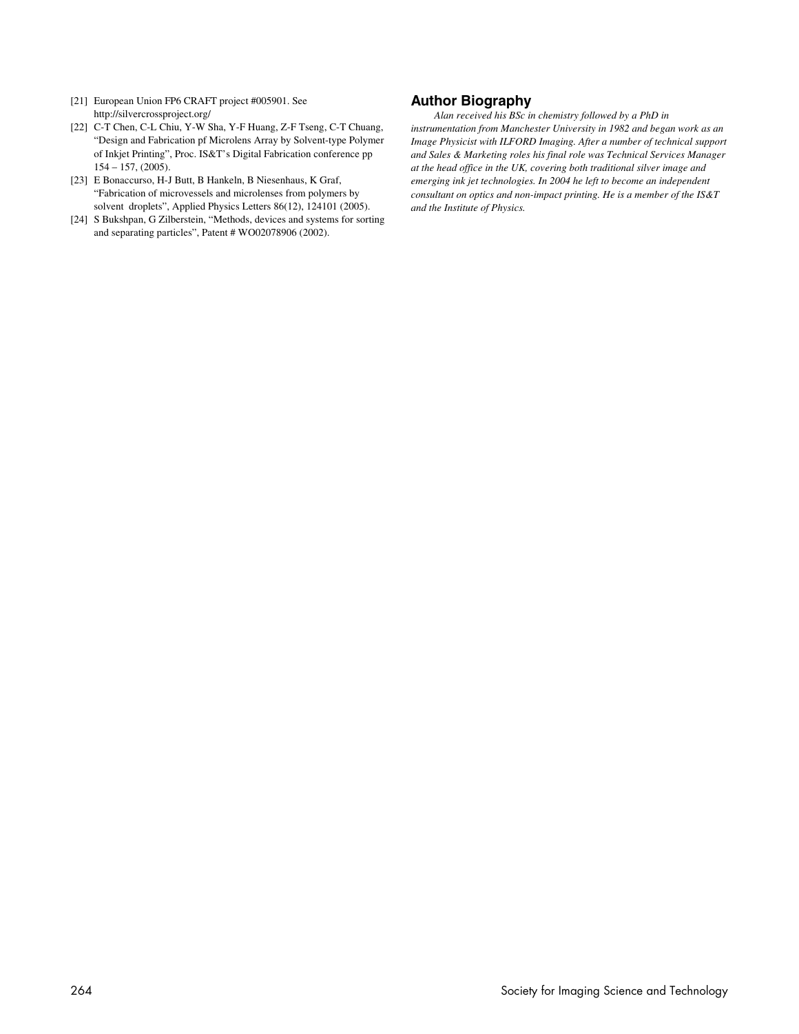[21] European Union FP6 CRAFT project #005901. See http://silvercrossproject.org/

[22] C-T Chen, C-L Chiu, Y-W Sha, Y-F Huang, Z-F Tseng, C-T Chuang, "Design and Fabrication pf Microlens Array by Solvent-type Polymer of Inkjet Printing", Proc. IS&T's Digital Fabrication conference pp 154 – 157, (2005).

[23] E Bonaccurso, H-J Butt, B Hankeln, B Niesenhaus, K Graf, "Fabrication of microvessels and microlenses from polymers by solvent droplets", Applied Physics Letters 86(12), 124101 (2005).

[24] S Bukshpan, G Zilberstein, "Methods, devices and systems for sorting and separating particles", Patent # WO02078906 (2002).

## Author Biography

*Alan received his BSc in chemistry followed by a PhD in instrumentation from Manchester University in 1982 and began work as an Image Physicist with ILFORD Imaging. After a number of technical support and Sales & Marketing roles his final role was Technical Services Manager at the head office in the UK, covering both traditional silver image and emerging ink jet technologies. In 2004 he left to become an independent consultant on optics and non-impact printing. He is a member of the IS&T and the Institute of Physics.*